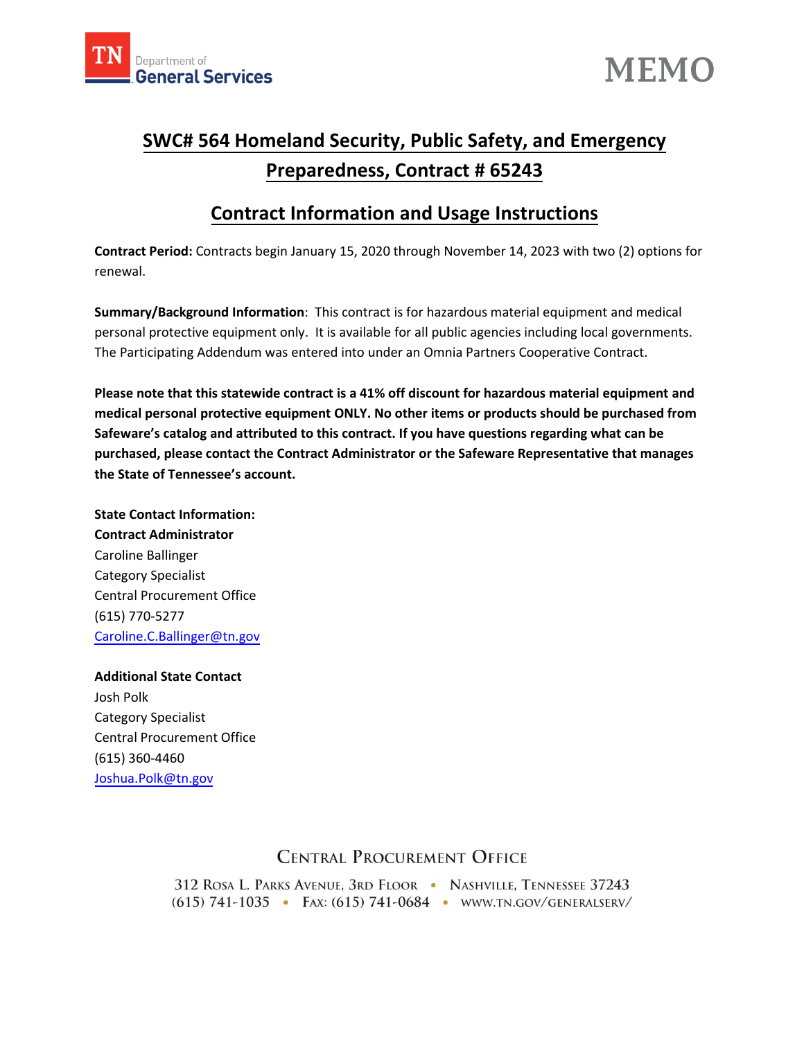TN Department of General Services

# MEMO

## SWC# 564 Homeland Security, Public Safety, and Emergency Preparedness, Contract # 65243

## Contract Information and Usage Instructions

**Contract Period:** Contracts begin January 15, 2020 through November 14, 2023 with two (2) options for renewal.

**Summary/Background Information**: This contract is for hazardous material equipment and medical personal protective equipment only. It is available for all public agencies including local governments. The Participating Addendum was entered into under an Omnia Partners Cooperative Contract.

**Please note that this statewide contract is a 41% off discount for hazardous material equipment and medical personal protective equipment ONLY. No other items or products should be purchased from Safeware's catalog and attributed to this contract. If you have questions regarding what can be purchased, please contact the Contract Administrator or the Safeware Representative that manages the State of Tennessee's account.**

**State Contact Information:**
**Contract Administrator**
Caroline Ballinger
Category Specialist
Central Procurement Office
(615) 770-5277
Caroline.C.Ballinger@tn.gov

**Additional State Contact**
Josh Polk
Category Specialist
Central Procurement Office
(615) 360-4460
Joshua.Polk@tn.gov

CENTRAL PROCUREMENT OFFICE
312 ROSA L. PARKS AVENUE, 3RD FLOOR • NASHVILLE, TENNESSEE 37243
(615) 741-1035 • FAX: (615) 741-0684 • WWW.TN.GOV/GENERALSERV/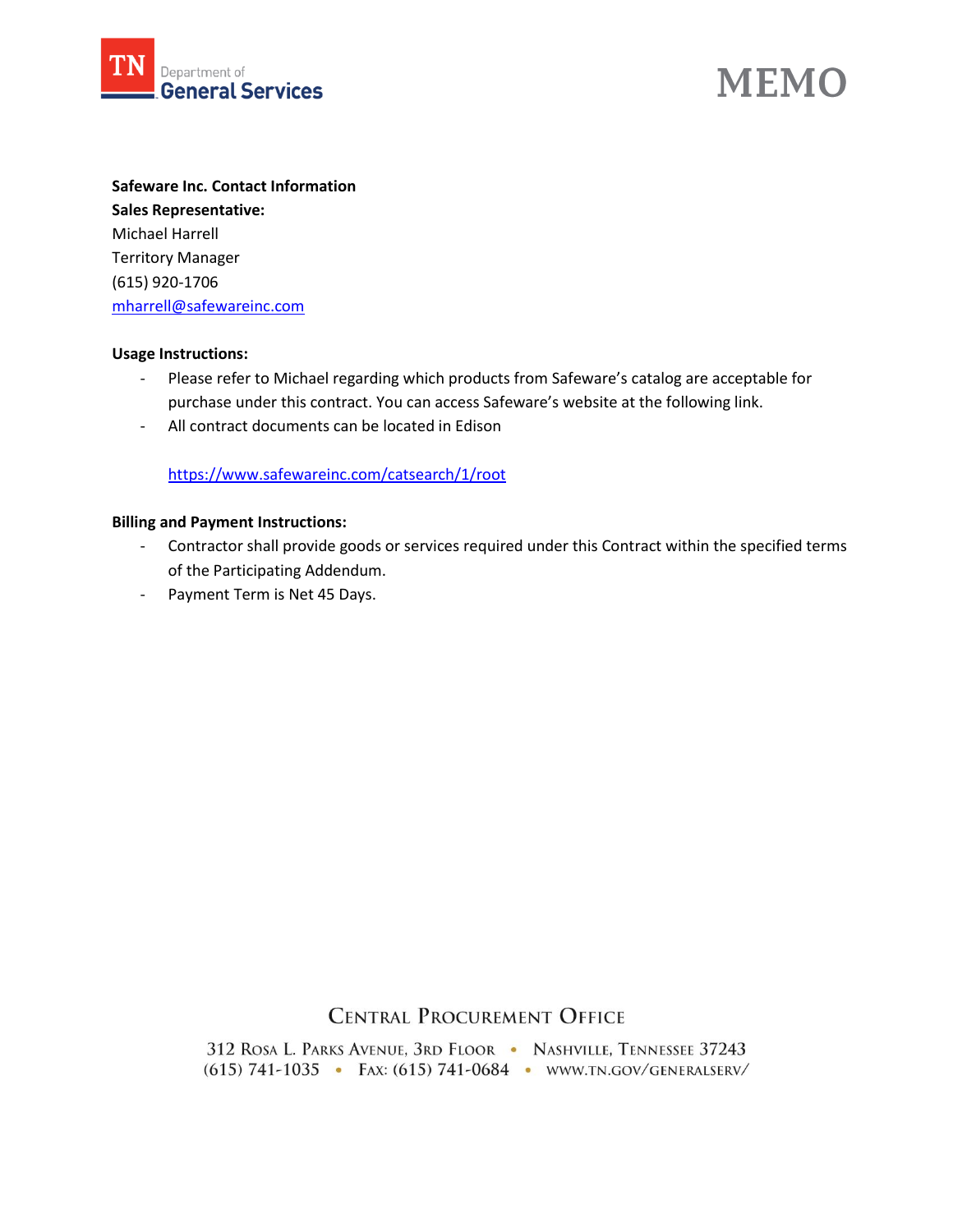**Safeware Inc. Contact Information**

**Sales Representative:**

Michael Harrell
Territory Manager
(615) 920-1706
mharrell@safewareinc.com

**Usage Instructions:**

- Please refer to Michael regarding which products from Safeware's catalog are acceptable for purchase under this contract. You can access Safeware's website at the following link.
- All contract documents can be located in Edison

  https://www.safewareinc.com/catsearch/1/root

**Billing and Payment Instructions:**

- Contractor shall provide goods or services required under this Contract within the specified terms of the Participating Addendum.
- Payment Term is Net 45 Days.